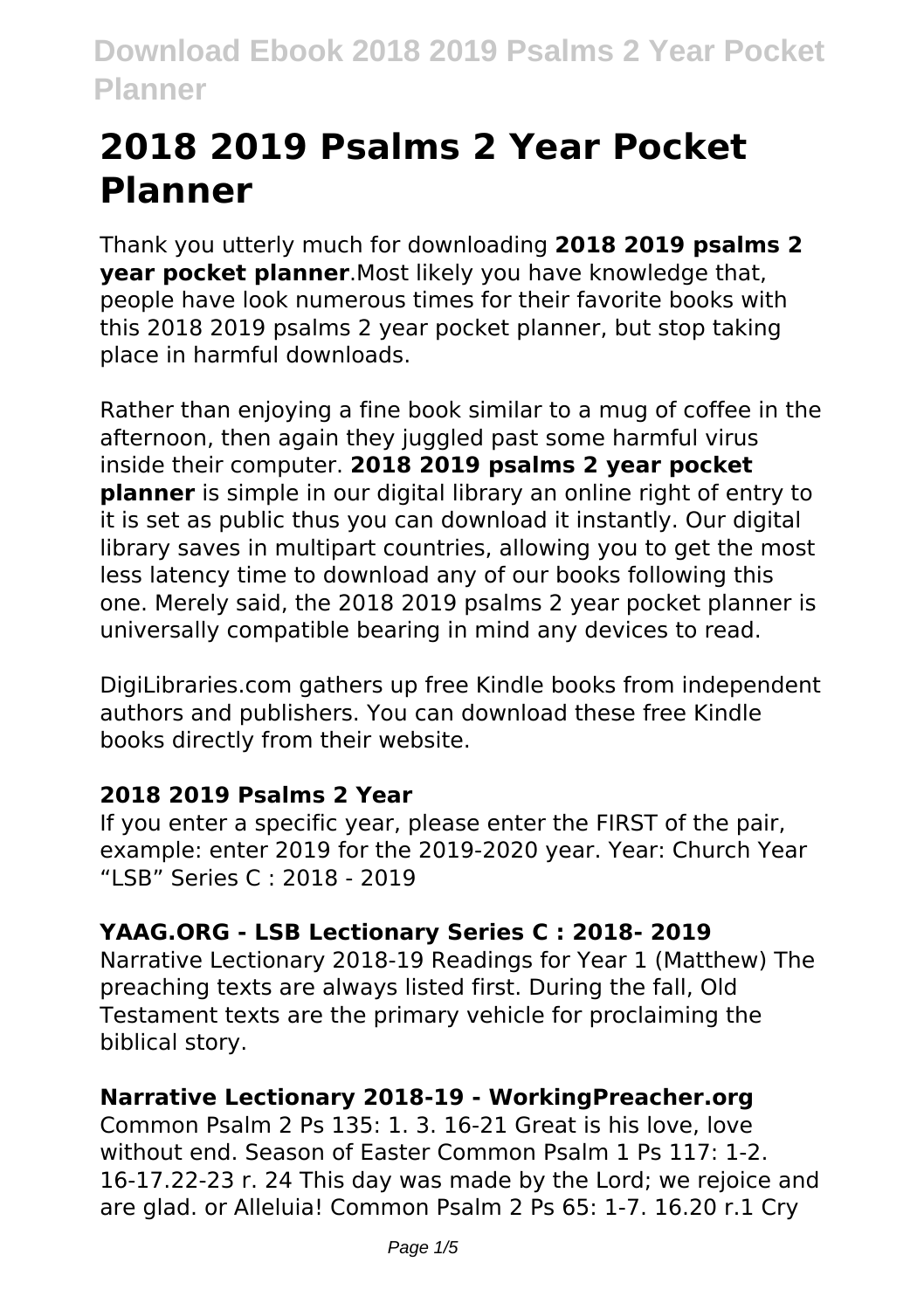# 2018 2019 Psalms 2 Year Pocket Planner

Thank you utterly much for downloading **2018 2019 psalms 2 year pocket planner**.Most likely you have knowledge that, people have look numerous times for their favorite books with this 2018 2019 psalms 2 year pocket planner, but stop taking place in harmful downloads.

Rather than enjoying a fine book similar to a mug of coffee in the afternoon, then again they juggled past some harmful virus inside their computer. **2018 2019 psalms 2 year pocket planner** is simple in our digital library an online right of entry to it is set as public thus you can download it instantly. Our digital library saves in multipart countries, allowing you to get the most less latency time to download any of our books following this one. Merely said, the 2018 2019 psalms 2 year pocket planner is universally compatible bearing in mind any devices to read.

DigiLibraries.com gathers up free Kindle books from independent authors and publishers. You can download these free Kindle books directly from their website.

### 2018 2019 Psalms 2 Year

If you enter a specific year, please enter the FIRST of the pair, example: enter 2019 for the 2019-2020 year. Year: Church Year "LSB" Series C : 2018 - 2019

### YAAG.ORG - LSB Lectionary Series C : 2018- 2019

Narrative Lectionary 2018-19 Readings for Year 1 (Matthew) The preaching texts are always listed first. During the fall, Old Testament texts are the primary vehicle for proclaiming the biblical story.

### Narrative Lectionary 2018-19 - WorkingPreacher.org

Common Psalm 2 Ps 135: 1. 3. 16-21 Great is his love, love without end. Season of Easter Common Psalm 1 Ps 117: 1-2. 16-17.22-23 r. 24 This day was made by the Lord; we rejoice and are glad. or Alleluia! Common Psalm 2 Ps 65: 1-7. 16.20 r.1 Cry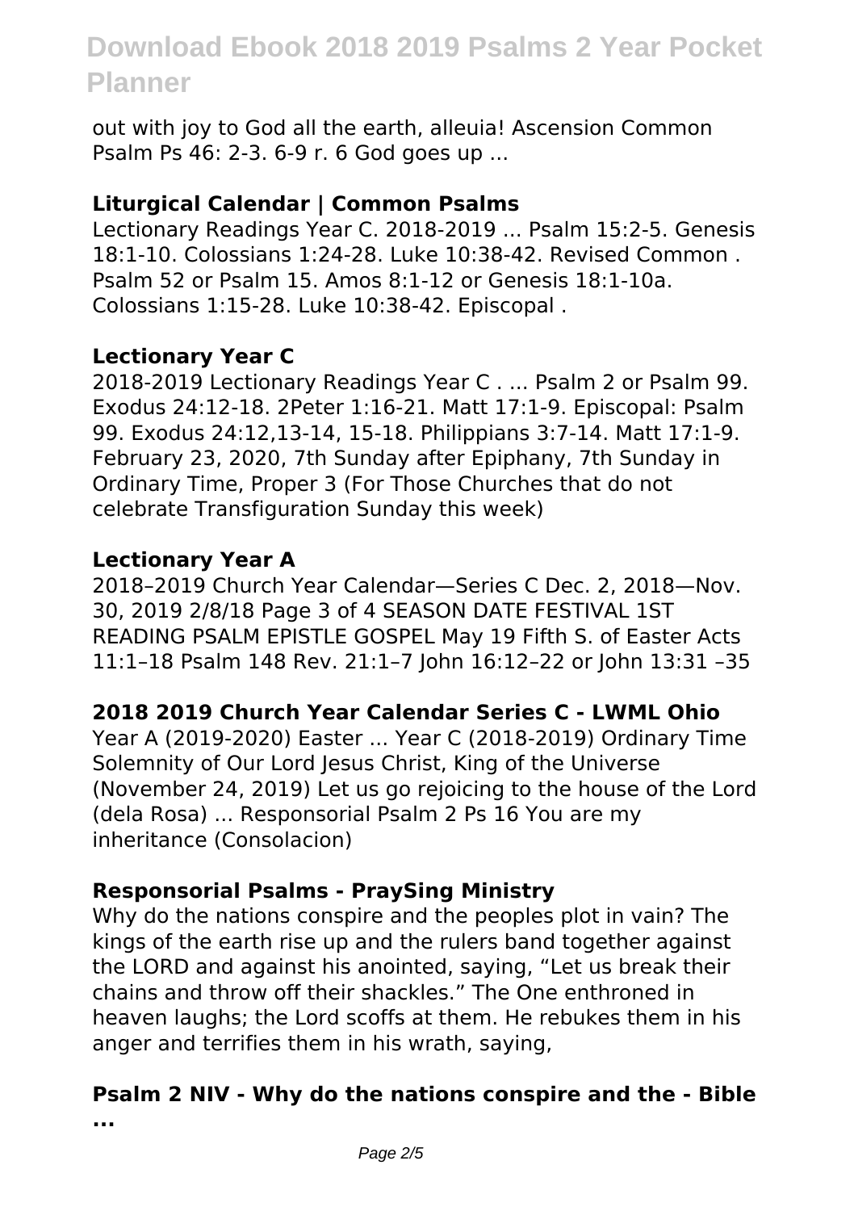out with joy to God all the earth, alleuia! Ascension Common Psalm Ps 46: 2-3. 6-9 r. 6 God goes up ...

**Liturgical Calendar | Common Psalms**

Lectionary Readings Year C. 2018-2019 ... Psalm 15:2-5. Genesis 18:1-10. Colossians 1:24-28. Luke 10:38-42. Revised Common . Psalm 52 or Psalm 15. Amos 8:1-12 or Genesis 18:1-10a. Colossians 1:15-28. Luke 10:38-42. Episcopal .

**Lectionary Year C**

2018-2019 Lectionary Readings Year C . ... Psalm 2 or Psalm 99. Exodus 24:12-18. 2Peter 1:16-21. Matt 17:1-9. Episcopal: Psalm 99. Exodus 24:12,13-14, 15-18. Philippians 3:7-14. Matt 17:1-9. February 23, 2020, 7th Sunday after Epiphany, 7th Sunday in Ordinary Time, Proper 3 (For Those Churches that do not celebrate Transfiguration Sunday this week)

**Lectionary Year A**

2018–2019 Church Year Calendar—Series C Dec. 2, 2018—Nov. 30, 2019 2/8/18 Page 3 of 4 SEASON DATE FESTIVAL 1ST READING PSALM EPISTLE GOSPEL May 19 Fifth S. of Easter Acts 11:1–18 Psalm 148 Rev. 21:1–7 John 16:12–22 or John 13:31 –35

**2018 2019 Church Year Calendar Series C - LWML Ohio**

Year A (2019-2020) Easter ... Year C (2018-2019) Ordinary Time Solemnity of Our Lord Jesus Christ, King of the Universe (November 24, 2019) Let us go rejoicing to the house of the Lord (dela Rosa) ... Responsorial Psalm 2 Ps 16 You are my inheritance (Consolacion)

**Responsorial Psalms - PraySing Ministry**

Why do the nations conspire and the peoples plot in vain? The kings of the earth rise up and the rulers band together against the LORD and against his anointed, saying, "Let us break their chains and throw off their shackles." The One enthroned in heaven laughs; the Lord scoffs at them. He rebukes them in his anger and terrifies them in his wrath, saying,

**Psalm 2 NIV - Why do the nations conspire and the - Bible ...**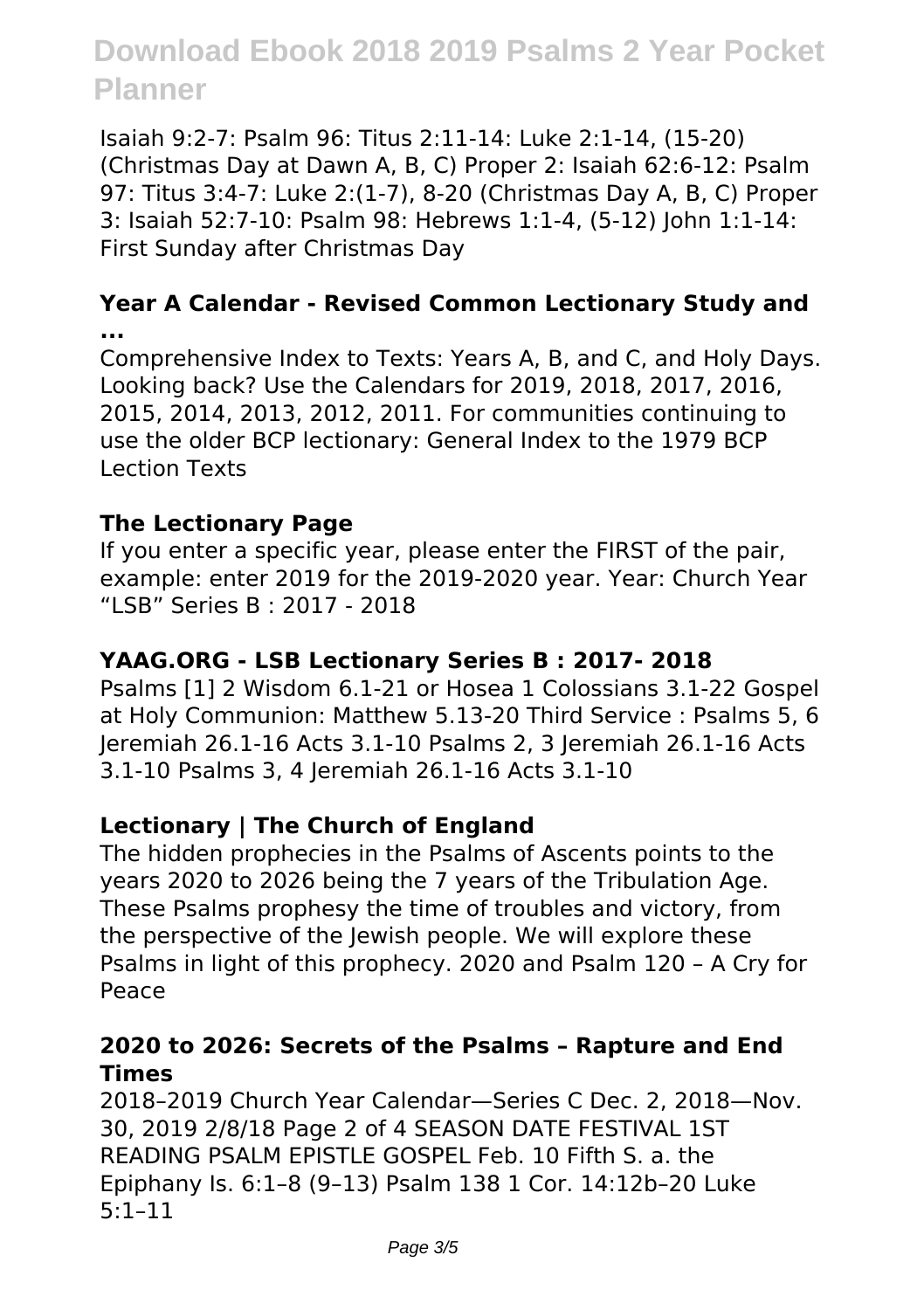Isaiah 9:2-7: Psalm 96: Titus 2:11-14: Luke 2:1-14, (15-20) (Christmas Day at Dawn A, B, C) Proper 2: Isaiah 62:6-12: Psalm 97: Titus 3:4-7: Luke 2:(1-7), 8-20 (Christmas Day A, B, C) Proper 3: Isaiah 52:7-10: Psalm 98: Hebrews 1:1-4, (5-12) John 1:1-14: First Sunday after Christmas Day

### Year A Calendar - Revised Common Lectionary Study and ...

Comprehensive Index to Texts: Years A, B, and C, and Holy Days. Looking back? Use the Calendars for 2019, 2018, 2017, 2016, 2015, 2014, 2013, 2012, 2011. For communities continuing to use the older BCP lectionary: General Index to the 1979 BCP Lection Texts

### The Lectionary Page

If you enter a specific year, please enter the FIRST of the pair, example: enter 2019 for the 2019-2020 year. Year: Church Year "LSB" Series B : 2017 - 2018

### YAAG.ORG - LSB Lectionary Series B : 2017- 2018

Psalms [1] 2 Wisdom 6.1-21 or Hosea 1 Colossians 3.1-22 Gospel at Holy Communion: Matthew 5.13-20 Third Service : Psalms 5, 6 Jeremiah 26.1-16 Acts 3.1-10 Psalms 2, 3 Jeremiah 26.1-16 Acts 3.1-10 Psalms 3, 4 Jeremiah 26.1-16 Acts 3.1-10

### Lectionary | The Church of England

The hidden prophecies in the Psalms of Ascents points to the years 2020 to 2026 being the 7 years of the Tribulation Age. These Psalms prophesy the time of troubles and victory, from the perspective of the Jewish people. We will explore these Psalms in light of this prophecy. 2020 and Psalm 120 – A Cry for Peace

### 2020 to 2026: Secrets of the Psalms – Rapture and End Times

2018–2019 Church Year Calendar—Series C Dec. 2, 2018—Nov. 30, 2019 2/8/18 Page 2 of 4 SEASON DATE FESTIVAL 1ST READING PSALM EPISTLE GOSPEL Feb. 10 Fifth S. a. the Epiphany Is. 6:1–8 (9–13) Psalm 138 1 Cor. 14:12b–20 Luke 5:1–11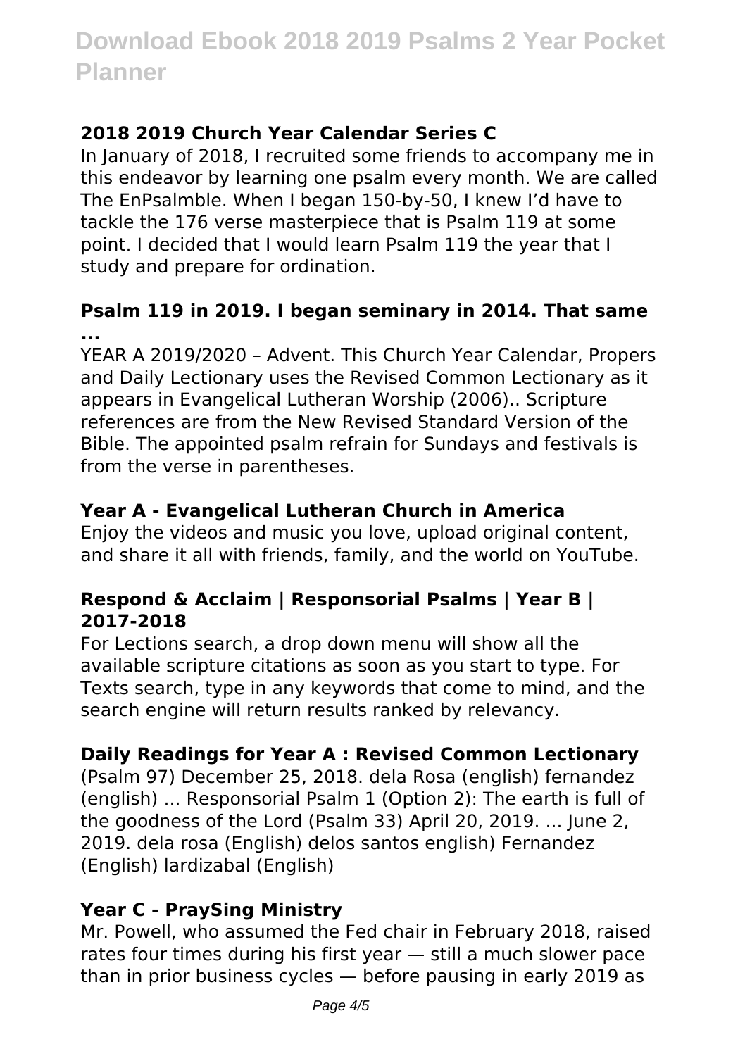### 2018 2019 Church Year Calendar Series C

In January of 2018, I recruited some friends to accompany me in this endeavor by learning one psalm every month. We are called The EnPsalmble. When I began 150-by-50, I knew I'd have to tackle the 176 verse masterpiece that is Psalm 119 at some point. I decided that I would learn Psalm 119 the year that I study and prepare for ordination.

### Psalm 119 in 2019. I began seminary in 2014. That same ...

YEAR A 2019/2020 – Advent. This Church Year Calendar, Propers and Daily Lectionary uses the Revised Common Lectionary as it appears in Evangelical Lutheran Worship (2006).. Scripture references are from the New Revised Standard Version of the Bible. The appointed psalm refrain for Sundays and festivals is from the verse in parentheses.

### Year A - Evangelical Lutheran Church in America

Enjoy the videos and music you love, upload original content, and share it all with friends, family, and the world on YouTube.

### Respond & Acclaim | Responsorial Psalms | Year B | 2017-2018

For Lections search, a drop down menu will show all the available scripture citations as soon as you start to type. For Texts search, type in any keywords that come to mind, and the search engine will return results ranked by relevancy.

### Daily Readings for Year A : Revised Common Lectionary

(Psalm 97) December 25, 2018. dela Rosa (english) fernandez (english) ... Responsorial Psalm 1 (Option 2): The earth is full of the goodness of the Lord (Psalm 33) April 20, 2019. ... June 2, 2019. dela rosa (English) delos santos english) Fernandez (English) lardizabal (English)

### Year C - PraySing Ministry

Mr. Powell, who assumed the Fed chair in February 2018, raised rates four times during his first year — still a much slower pace than in prior business cycles — before pausing in early 2019 as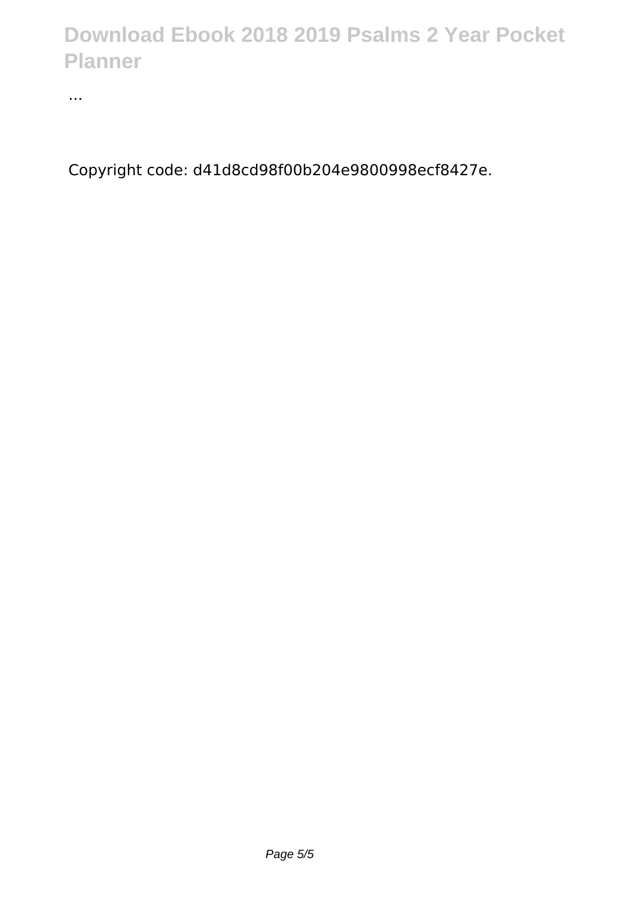...

Copyright code: d41d8cd98f00b204e9800998ecf8427e.